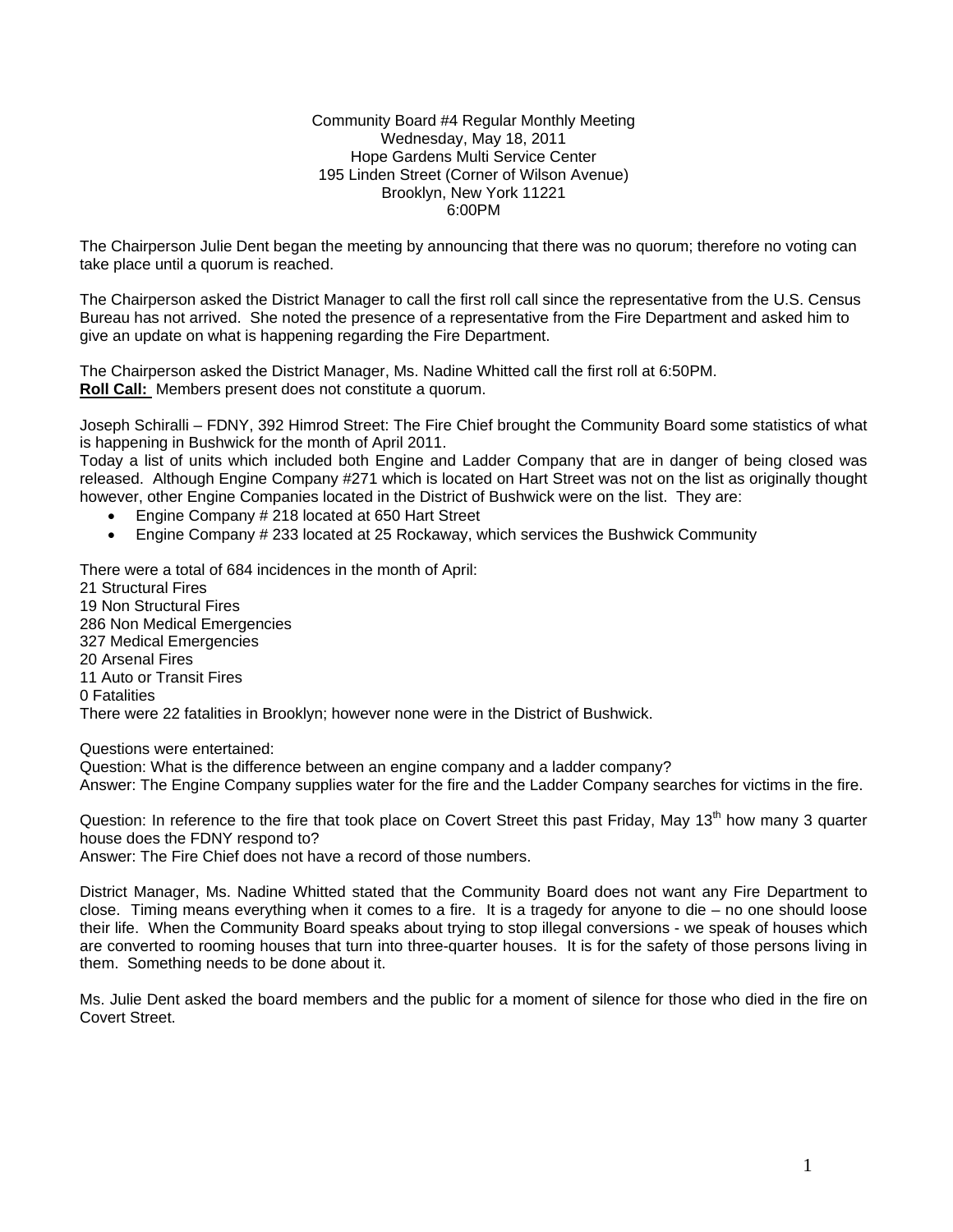Community Board #4 Regular Monthly Meeting
Wednesday, May 18, 2011
Hope Gardens Multi Service Center
195 Linden Street (Corner of Wilson Avenue)
Brooklyn, New York 11221
6:00PM

The Chairperson Julie Dent began the meeting by announcing that there was no quorum; therefore no voting can take place until a quorum is reached.

The Chairperson asked the District Manager to call the first roll call since the representative from the U.S. Census Bureau has not arrived. She noted the presence of a representative from the Fire Department and asked him to give an update on what is happening regarding the Fire Department.

The Chairperson asked the District Manager, Ms. Nadine Whitted call the first roll at 6:50PM.
**Roll Call:** Members present does not constitute a quorum.

Joseph Schiralli – FDNY, 392 Himrod Street: The Fire Chief brought the Community Board some statistics of what is happening in Bushwick for the month of April 2011.
Today a list of units which included both Engine and Ladder Company that are in danger of being closed was released. Although Engine Company #271 which is located on Hart Street was not on the list as originally thought however, other Engine Companies located in the District of Bushwick were on the list. They are:

- Engine Company # 218 located at 650 Hart Street
- Engine Company # 233 located at 25 Rockaway, which services the Bushwick Community

There were a total of 684 incidences in the month of April:
21 Structural Fires
19 Non Structural Fires
286 Non Medical Emergencies
327 Medical Emergencies
20 Arsenal Fires
11 Auto or Transit Fires
0 Fatalities
There were 22 fatalities in Brooklyn; however none were in the District of Bushwick.

Questions were entertained:
Question: What is the difference between an engine company and a ladder company?
Answer: The Engine Company supplies water for the fire and the Ladder Company searches for victims in the fire.

Question: In reference to the fire that took place on Covert Street this past Friday, May 13th how many 3 quarter house does the FDNY respond to?
Answer: The Fire Chief does not have a record of those numbers.

District Manager, Ms. Nadine Whitted stated that the Community Board does not want any Fire Department to close. Timing means everything when it comes to a fire. It is a tragedy for anyone to die – no one should loose their life. When the Community Board speaks about trying to stop illegal conversions - we speak of houses which are converted to rooming houses that turn into three-quarter houses. It is for the safety of those persons living in them. Something needs to be done about it.

Ms. Julie Dent asked the board members and the public for a moment of silence for those who died in the fire on Covert Street.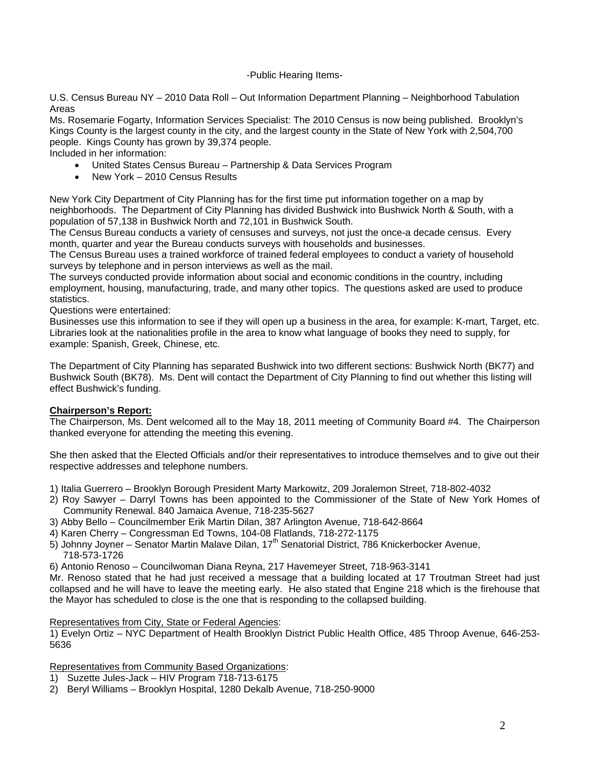-Public Hearing Items-

U.S. Census Bureau NY – 2010 Data Roll – Out Information Department Planning – Neighborhood Tabulation Areas

Ms. Rosemarie Fogarty, Information Services Specialist: The 2010 Census is now being published. Brooklyn's Kings County is the largest county in the city, and the largest county in the State of New York with 2,504,700 people. Kings County has grown by 39,374 people.

Included in her information:

- United States Census Bureau – Partnership & Data Services Program
- New York – 2010 Census Results

New York City Department of City Planning has for the first time put information together on a map by neighborhoods. The Department of City Planning has divided Bushwick into Bushwick North & South, with a population of 57,138 in Bushwick North and 72,101 in Bushwick South.

The Census Bureau conducts a variety of censuses and surveys, not just the once-a decade census. Every month, quarter and year the Bureau conducts surveys with households and businesses.

The Census Bureau uses a trained workforce of trained federal employees to conduct a variety of household surveys by telephone and in person interviews as well as the mail.

The surveys conducted provide information about social and economic conditions in the country, including employment, housing, manufacturing, trade, and many other topics. The questions asked are used to produce statistics.

Questions were entertained:

Businesses use this information to see if they will open up a business in the area, for example: K-mart, Target, etc. Libraries look at the nationalities profile in the area to know what language of books they need to supply, for example: Spanish, Greek, Chinese, etc.

The Department of City Planning has separated Bushwick into two different sections: Bushwick North (BK77) and Bushwick South (BK78). Ms. Dent will contact the Department of City Planning to find out whether this listing will effect Bushwick's funding.

**Chairperson's Report:**

The Chairperson, Ms. Dent welcomed all to the May 18, 2011 meeting of Community Board #4. The Chairperson thanked everyone for attending the meeting this evening.

She then asked that the Elected Officials and/or their representatives to introduce themselves and to give out their respective addresses and telephone numbers.

1) Italia Guerrero – Brooklyn Borough President Marty Markowitz, 209 Joralemon Street, 718-802-4032
2) Roy Sawyer – Darryl Towns has been appointed to the Commissioner of the State of New York Homes of Community Renewal. 840 Jamaica Avenue, 718-235-5627
3) Abby Bello – Councilmember Erik Martin Dilan, 387 Arlington Avenue, 718-642-8664
4) Karen Cherry – Congressman Ed Towns, 104-08 Flatlands, 718-272-1175
5) Johnny Joyner – Senator Martin Malave Dilan, 17th Senatorial District, 786 Knickerbocker Avenue, 718-573-1726
6) Antonio Renoso – Councilwoman Diana Reyna, 217 Havemeyer Street, 718-963-3141

Mr. Renoso stated that he had just received a message that a building located at 17 Troutman Street had just collapsed and he will have to leave the meeting early. He also stated that Engine 218 which is the firehouse that the Mayor has scheduled to close is the one that is responding to the collapsed building.

Representatives from City, State or Federal Agencies:

1) Evelyn Ortiz – NYC Department of Health Brooklyn District Public Health Office, 485 Throop Avenue, 646-253-5636

Representatives from Community Based Organizations:

1) Suzette Jules-Jack – HIV Program 718-713-6175
2) Beryl Williams – Brooklyn Hospital, 1280 Dekalb Avenue, 718-250-9000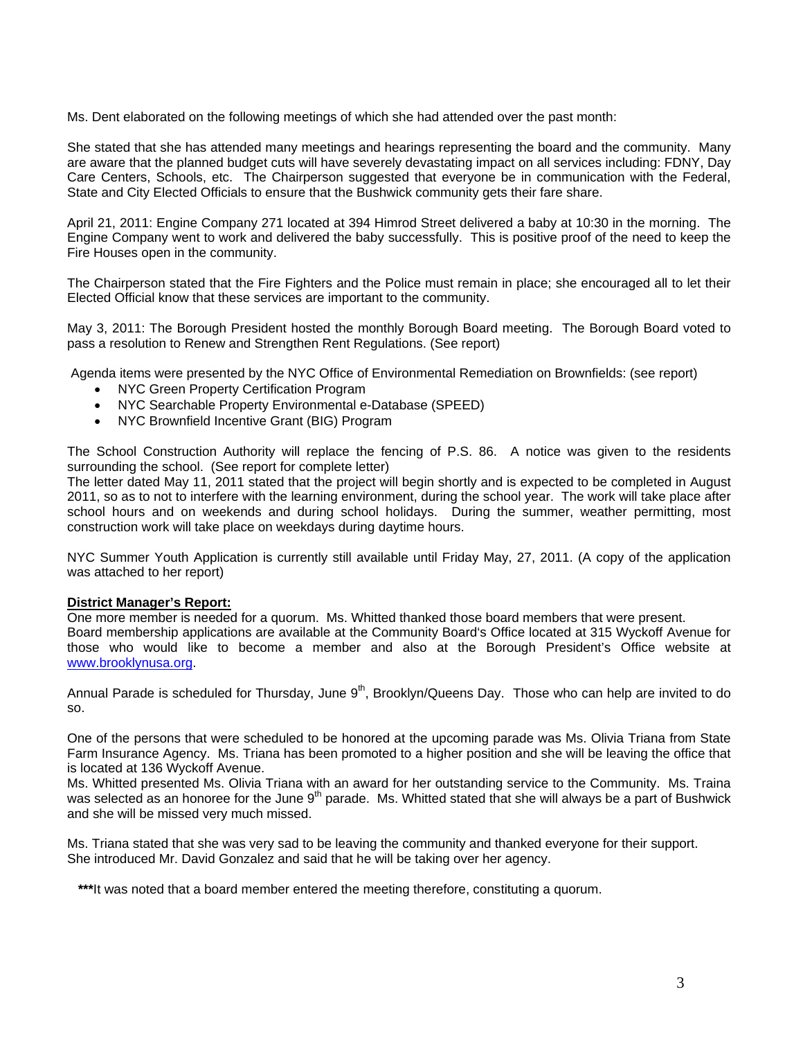Ms. Dent elaborated on the following meetings of which she had attended over the past month:

She stated that she has attended many meetings and hearings representing the board and the community. Many are aware that the planned budget cuts will have severely devastating impact on all services including: FDNY, Day Care Centers, Schools, etc. The Chairperson suggested that everyone be in communication with the Federal, State and City Elected Officials to ensure that the Bushwick community gets their fare share.

April 21, 2011: Engine Company 271 located at 394 Himrod Street delivered a baby at 10:30 in the morning. The Engine Company went to work and delivered the baby successfully. This is positive proof of the need to keep the Fire Houses open in the community.

The Chairperson stated that the Fire Fighters and the Police must remain in place; she encouraged all to let their Elected Official know that these services are important to the community.

May 3, 2011: The Borough President hosted the monthly Borough Board meeting. The Borough Board voted to pass a resolution to Renew and Strengthen Rent Regulations. (See report)

Agenda items were presented by the NYC Office of Environmental Remediation on Brownfields: (see report)

- NYC Green Property Certification Program
- NYC Searchable Property Environmental e-Database (SPEED)
- NYC Brownfield Incentive Grant (BIG) Program

The School Construction Authority will replace the fencing of P.S. 86. A notice was given to the residents surrounding the school. (See report for complete letter)
The letter dated May 11, 2011 stated that the project will begin shortly and is expected to be completed in August 2011, so as to not to interfere with the learning environment, during the school year. The work will take place after school hours and on weekends and during school holidays. During the summer, weather permitting, most construction work will take place on weekdays during daytime hours.

NYC Summer Youth Application is currently still available until Friday May, 27, 2011. (A copy of the application was attached to her report)

**District Manager's Report:**

One more member is needed for a quorum. Ms. Whitted thanked those board members that were present.
Board membership applications are available at the Community Board's Office located at 315 Wyckoff Avenue for those who would like to become a member and also at the Borough President's Office website at www.brooklynusa.org.

Annual Parade is scheduled for Thursday, June 9th, Brooklyn/Queens Day. Those who can help are invited to do so.

One of the persons that were scheduled to be honored at the upcoming parade was Ms. Olivia Triana from State Farm Insurance Agency. Ms. Triana has been promoted to a higher position and she will be leaving the office that is located at 136 Wyckoff Avenue.
Ms. Whitted presented Ms. Olivia Triana with an award for her outstanding service to the Community. Ms. Traina was selected as an honoree for the June 9th parade. Ms. Whitted stated that she will always be a part of Bushwick and she will be missed very much missed.

Ms. Triana stated that she was very sad to be leaving the community and thanked everyone for their support.
She introduced Mr. David Gonzalez and said that he will be taking over her agency.

**\*\*\***It was noted that a board member entered the meeting therefore, constituting a quorum.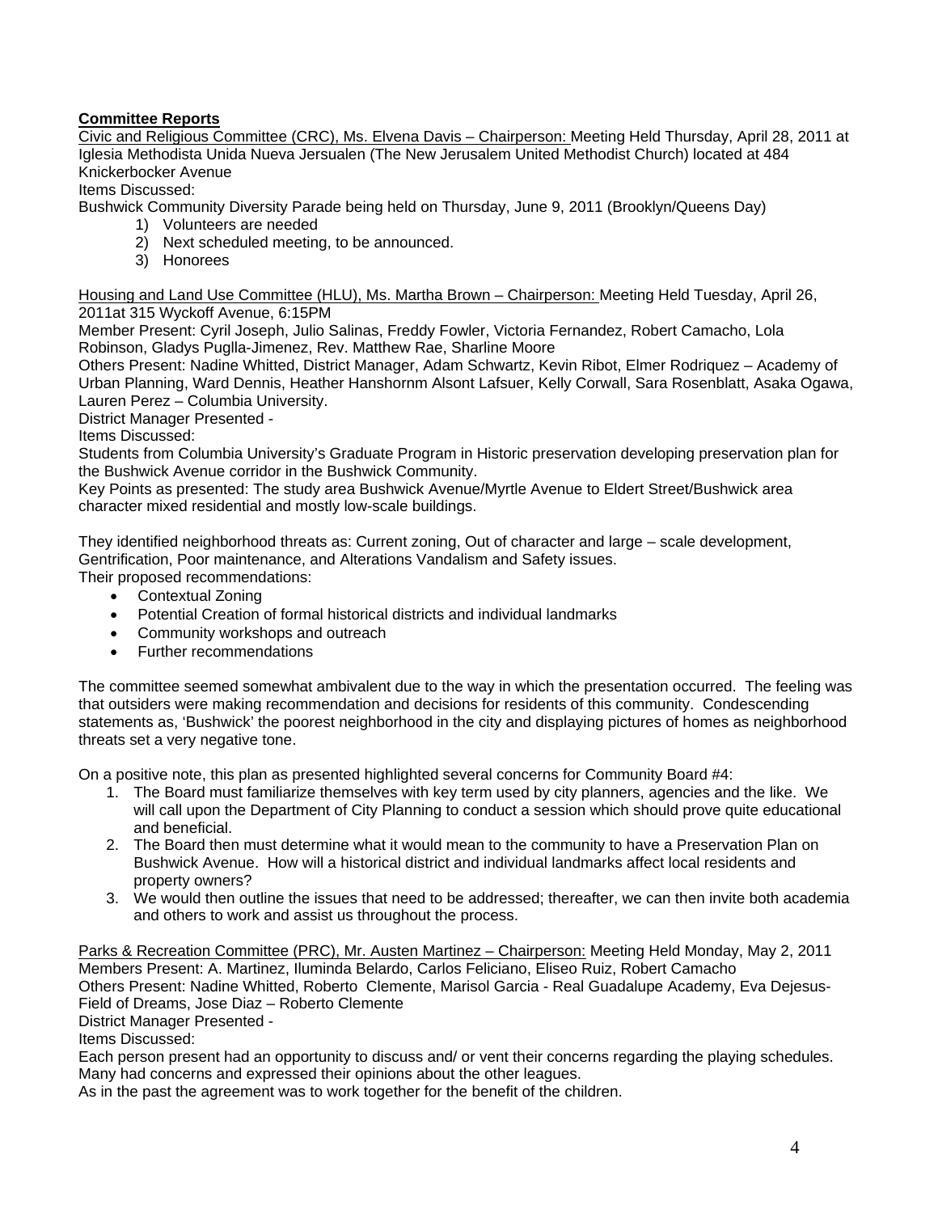**Committee Reports**

Civic and Religious Committee (CRC), Ms. Elvena Davis – Chairperson: Meeting Held Thursday, April 28, 2011 at Iglesia Methodista Unida Nueva Jersualen (The New Jerusalem United Methodist Church) located at 484 Knickerbocker Avenue

Items Discussed:

Bushwick Community Diversity Parade being held on Thursday, June 9, 2011 (Brooklyn/Queens Day)

1) Volunteers are needed
2) Next scheduled meeting, to be announced.
3) Honorees

Housing and Land Use Committee (HLU), Ms. Martha Brown – Chairperson: Meeting Held Tuesday, April 26, 2011at 315 Wyckoff Avenue, 6:15PM

Member Present: Cyril Joseph, Julio Salinas, Freddy Fowler, Victoria Fernandez, Robert Camacho, Lola Robinson, Gladys Puglla-Jimenez, Rev. Matthew Rae, Sharline Moore

Others Present: Nadine Whitted, District Manager, Adam Schwartz, Kevin Ribot, Elmer Rodriquez – Academy of Urban Planning, Ward Dennis, Heather Hanshornm Alsont Lafsuer, Kelly Corwall, Sara Rosenblatt, Asaka Ogawa, Lauren Perez – Columbia University.

District Manager Presented -

Items Discussed:

Students from Columbia University's Graduate Program in Historic preservation developing preservation plan for the Bushwick Avenue corridor in the Bushwick Community.

Key Points as presented: The study area Bushwick Avenue/Myrtle Avenue to Eldert Street/Bushwick area character mixed residential and mostly low-scale buildings.

They identified neighborhood threats as: Current zoning, Out of character and large – scale development, Gentrification, Poor maintenance, and Alterations Vandalism and Safety issues.

Their proposed recommendations:

- Contextual Zoning
- Potential Creation of formal historical districts and individual landmarks
- Community workshops and outreach
- Further recommendations

The committee seemed somewhat ambivalent due to the way in which the presentation occurred. The feeling was that outsiders were making recommendation and decisions for residents of this community. Condescending statements as, 'Bushwick' the poorest neighborhood in the city and displaying pictures of homes as neighborhood threats set a very negative tone.

On a positive note, this plan as presented highlighted several concerns for Community Board #4:

1. The Board must familiarize themselves with key term used by city planners, agencies and the like. We will call upon the Department of City Planning to conduct a session which should prove quite educational and beneficial.
2. The Board then must determine what it would mean to the community to have a Preservation Plan on Bushwick Avenue. How will a historical district and individual landmarks affect local residents and property owners?
3. We would then outline the issues that need to be addressed; thereafter, we can then invite both academia and others to work and assist us throughout the process.

Parks & Recreation Committee (PRC), Mr. Austen Martinez – Chairperson: Meeting Held Monday, May 2, 2011

Members Present: A. Martinez, Iluminda Belardo, Carlos Feliciano, Eliseo Ruiz, Robert Camacho

Others Present: Nadine Whitted, Roberto Clemente, Marisol Garcia - Real Guadalupe Academy, Eva Dejesus-Field of Dreams, Jose Diaz – Roberto Clemente

District Manager Presented -

Items Discussed:

Each person present had an opportunity to discuss and/ or vent their concerns regarding the playing schedules. Many had concerns and expressed their opinions about the other leagues.

As in the past the agreement was to work together for the benefit of the children.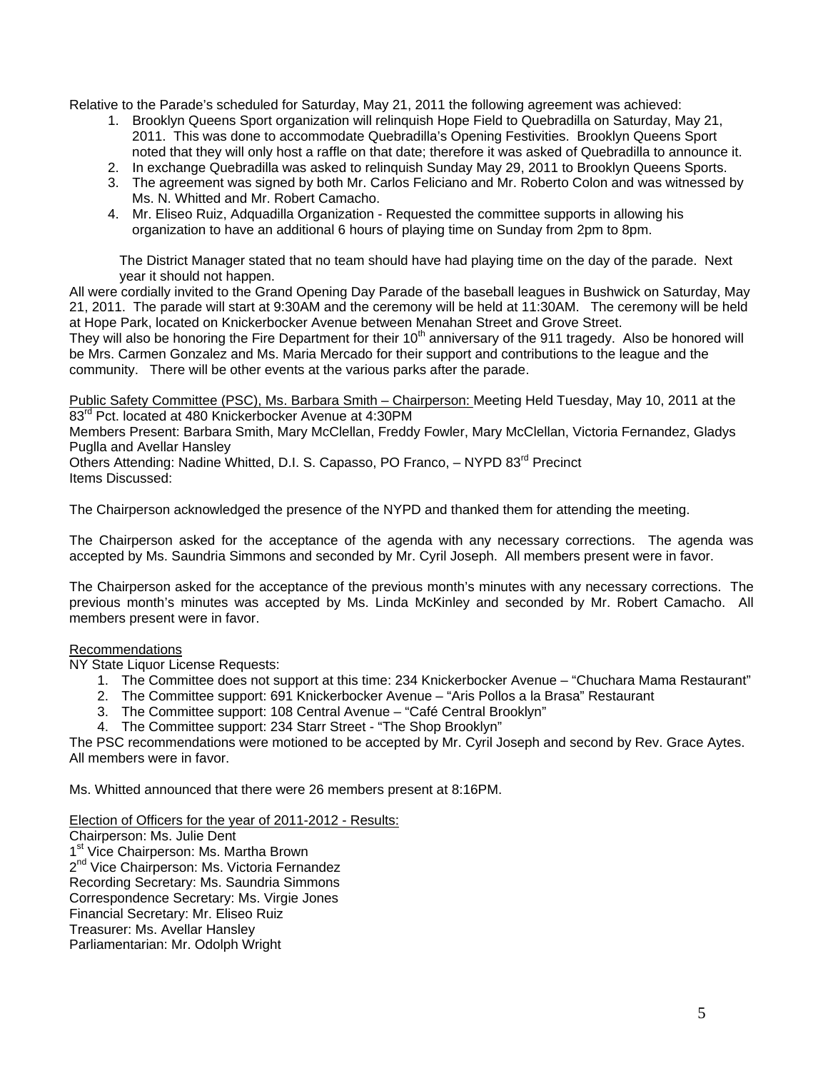Relative to the Parade's scheduled for Saturday, May 21, 2011 the following agreement was achieved:

1. Brooklyn Queens Sport organization will relinquish Hope Field to Quebradilla on Saturday, May 21, 2011. This was done to accommodate Quebradilla's Opening Festivities. Brooklyn Queens Sport noted that they will only host a raffle on that date; therefore it was asked of Quebradilla to announce it.
2. In exchange Quebradilla was asked to relinquish Sunday May 29, 2011 to Brooklyn Queens Sports.
3. The agreement was signed by both Mr. Carlos Feliciano and Mr. Roberto Colon and was witnessed by Ms. N. Whitted and Mr. Robert Camacho.
4. Mr. Eliseo Ruiz, Adquadilla Organization - Requested the committee supports in allowing his organization to have an additional 6 hours of playing time on Sunday from 2pm to 8pm.

   The District Manager stated that no team should have had playing time on the day of the parade. Next year it should not happen.

All were cordially invited to the Grand Opening Day Parade of the baseball leagues in Bushwick on Saturday, May 21, 2011. The parade will start at 9:30AM and the ceremony will be held at 11:30AM. The ceremony will be held at Hope Park, located on Knickerbocker Avenue between Menahan Street and Grove Street.
They will also be honoring the Fire Department for their 10th anniversary of the 911 tragedy. Also be honored will be Mrs. Carmen Gonzalez and Ms. Maria Mercado for their support and contributions to the league and the community. There will be other events at the various parks after the parade.

Public Safety Committee (PSC), Ms. Barbara Smith – Chairperson: Meeting Held Tuesday, May 10, 2011 at the 83rd Pct. located at 480 Knickerbocker Avenue at 4:30PM
Members Present: Barbara Smith, Mary McClellan, Freddy Fowler, Mary McClellan, Victoria Fernandez, Gladys Puglla and Avellar Hansley
Others Attending: Nadine Whitted, D.I. S. Capasso, PO Franco, – NYPD 83rd Precinct
Items Discussed:

The Chairperson acknowledged the presence of the NYPD and thanked them for attending the meeting.

The Chairperson asked for the acceptance of the agenda with any necessary corrections. The agenda was accepted by Ms. Saundria Simmons and seconded by Mr. Cyril Joseph. All members present were in favor.

The Chairperson asked for the acceptance of the previous month's minutes with any necessary corrections. The previous month's minutes was accepted by Ms. Linda McKinley and seconded by Mr. Robert Camacho. All members present were in favor.

Recommendations
NY State Liquor License Requests:

1. The Committee does not support at this time: 234 Knickerbocker Avenue – "Chuchara Mama Restaurant"
2. The Committee support: 691 Knickerbocker Avenue – "Aris Pollos a la Brasa" Restaurant
3. The Committee support: 108 Central Avenue – "Café Central Brooklyn"
4. The Committee support: 234 Starr Street - "The Shop Brooklyn"

The PSC recommendations were motioned to be accepted by Mr. Cyril Joseph and second by Rev. Grace Aytes. All members were in favor.

Ms. Whitted announced that there were 26 members present at 8:16PM.

Election of Officers for the year of 2011-2012 - Results:
Chairperson: Ms. Julie Dent
1st Vice Chairperson: Ms. Martha Brown
2nd Vice Chairperson: Ms. Victoria Fernandez
Recording Secretary: Ms. Saundria Simmons
Correspondence Secretary: Ms. Virgie Jones
Financial Secretary: Mr. Eliseo Ruiz
Treasurer: Ms. Avellar Hansley
Parliamentarian: Mr. Odolph Wright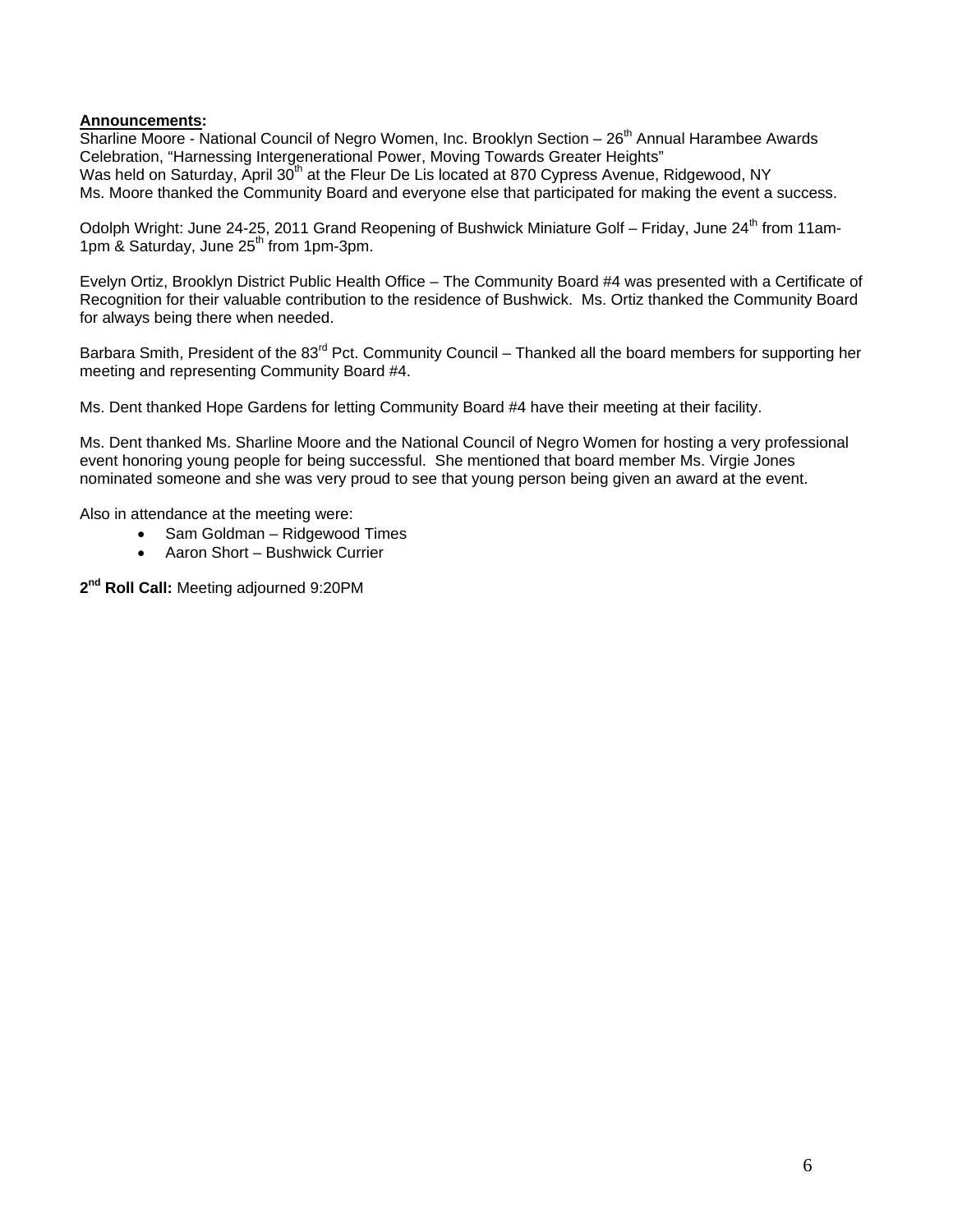**Announcements:**

Sharline Moore - National Council of Negro Women, Inc. Brooklyn Section – 26th Annual Harambee Awards Celebration, "Harnessing Intergenerational Power, Moving Towards Greater Heights"
Was held on Saturday, April 30th at the Fleur De Lis located at 870 Cypress Avenue, Ridgewood, NY
Ms. Moore thanked the Community Board and everyone else that participated for making the event a success.

Odolph Wright: June 24-25, 2011 Grand Reopening of Bushwick Miniature Golf – Friday, June 24th from 11am-1pm & Saturday, June 25th from 1pm-3pm.

Evelyn Ortiz, Brooklyn District Public Health Office – The Community Board #4 was presented with a Certificate of Recognition for their valuable contribution to the residence of Bushwick. Ms. Ortiz thanked the Community Board for always being there when needed.

Barbara Smith, President of the 83rd Pct. Community Council – Thanked all the board members for supporting her meeting and representing Community Board #4.

Ms. Dent thanked Hope Gardens for letting Community Board #4 have their meeting at their facility.

Ms. Dent thanked Ms. Sharline Moore and the National Council of Negro Women for hosting a very professional event honoring young people for being successful. She mentioned that board member Ms. Virgie Jones nominated someone and she was very proud to see that young person being given an award at the event.

Also in attendance at the meeting were:

- Sam Goldman – Ridgewood Times
- Aaron Short – Bushwick Currier

**2nd Roll Call:** Meeting adjourned 9:20PM